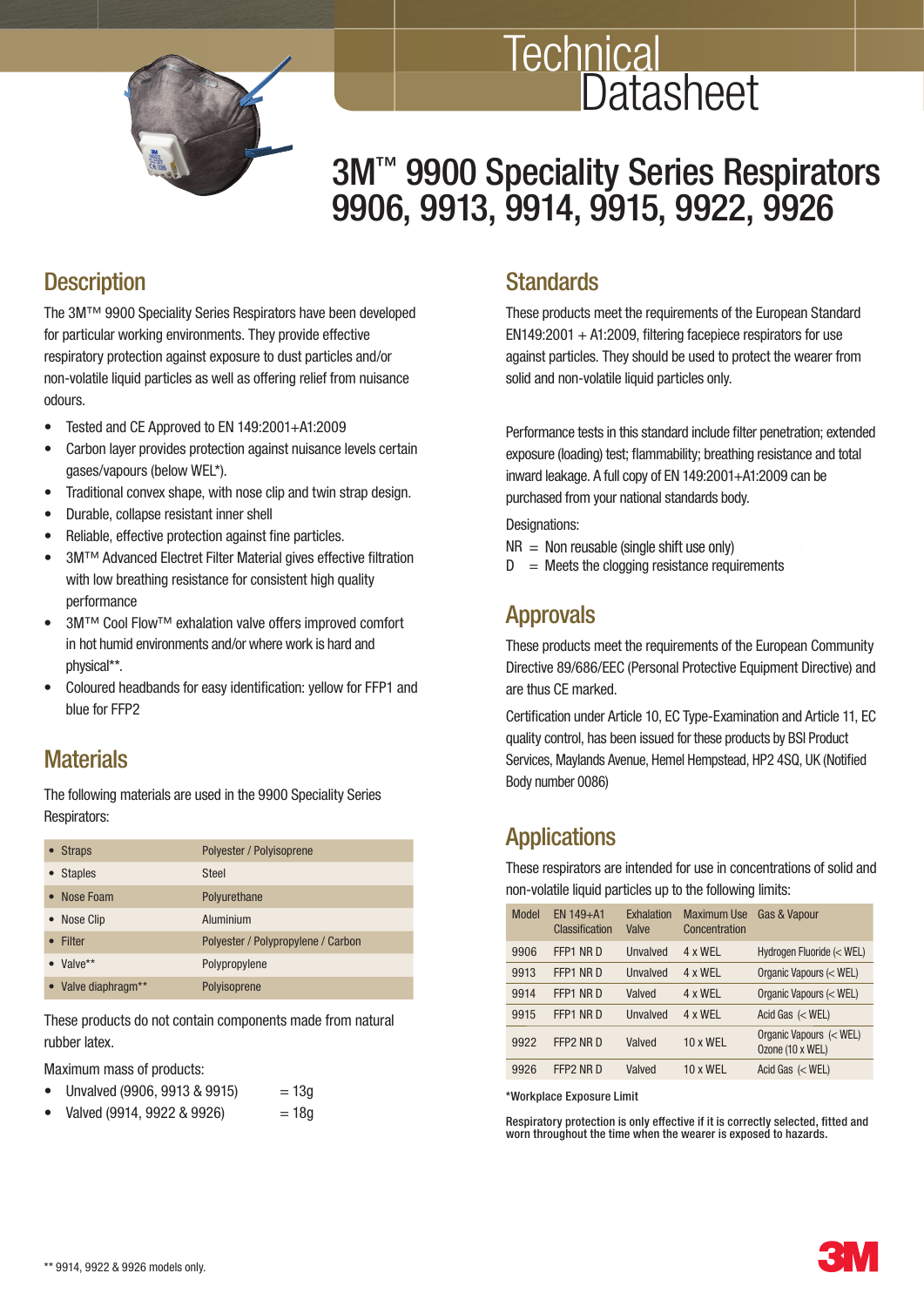# Technical Datasheet

# 3M™ 9900 Speciality Series Respirators 9906, 9913, 9914, 9915, 9922, 9926

## Description

The 3M™ 9900 Speciality Series Respirators have been developed for particular working environments. They provide effective respiratory protection against exposure to dust particles and/or non-volatile liquid particles as well as offering relief from nuisance odours.

- Tested and CE Approved to EN 149:2001+A1:2009
- Carbon layer provides protection against nuisance levels certain gases/vapours (below WEL*).
- Traditional convex shape, with nose clip and twin strap design.
- Durable, collapse resistant inner shell
- Reliable, effective protection against fine particles.
- 3M™ Advanced Electret Filter Material gives effective filtration with low breathing resistance for consistent high quality performance
- 3M™ Cool Flow™ exhalation valve offers improved comfort in hot humid environments and/or where work is hard and physical**.
- Coloured headbands for easy identification: yellow for FFP1 and blue for FFP2

## Materials

The following materials are used in the 9900 Speciality Series Respirators:

| | |
|---|---|
| • Straps | Polyester / Polyisoprene |
| • Staples | Steel |
| • Nose Foam | Polyurethane |
| • Nose Clip | Aluminium |
| • Filter | Polyester / Polypropylene / Carbon |
| • Valve** | Polypropylene |
| • Valve diaphragm** | Polyisoprene |

These products do not contain components made from natural rubber latex.

Maximum mass of products:

- Unvalved (9906, 9913 & 9915) = 13g
- Valved (9914, 9922 & 9926) = 18g

## Standards

These products meet the requirements of the European Standard EN149:2001 + A1:2009, filtering facepiece respirators for use against particles. They should be used to protect the wearer from solid and non-volatile liquid particles only.

Performance tests in this standard include filter penetration; extended exposure (loading) test; flammability; breathing resistance and total inward leakage. A full copy of EN 149:2001+A1:2009 can be purchased from your national standards body.

Designations:

NR = Non reusable (single shift use only)
D = Meets the clogging resistance requirements

## Approvals

These products meet the requirements of the European Community Directive 89/686/EEC (Personal Protective Equipment Directive) and are thus CE marked.

Certification under Article 10, EC Type-Examination and Article 11, EC quality control, has been issued for these products by BSI Product Services, Maylands Avenue, Hemel Hempstead, HP2 4SQ, UK (Notified Body number 0086)

## Applications

These respirators are intended for use in concentrations of solid and non-volatile liquid particles up to the following limits:

| Model | EN 149+A1 Classification | Exhalation Valve | Maximum Use Concentration | Gas & Vapour |
|---|---|---|---|---|
| 9906 | FFP1 NR D | Unvalved | 4 x WEL | Hydrogen Fluoride (< WEL) |
| 9913 | FFP1 NR D | Unvalved | 4 x WEL | Organic Vapours (< WEL) |
| 9914 | FFP1 NR D | Valved | 4 x WEL | Organic Vapours (< WEL) |
| 9915 | FFP1 NR D | Unvalved | 4 x WEL | Acid Gas (< WEL) |
| 9922 | FFP2 NR D | Valved | 10 x WEL | Organic Vapours (< WEL) Ozone (10 x WEL) |
| 9926 | FFP2 NR D | Valved | 10 x WEL | Acid Gas (< WEL) |

*Workplace Exposure Limit

Respiratory protection is only effective if it is correctly selected, fitted and worn throughout the time when the wearer is exposed to hazards.

** 9914, 9922 & 9926 models only.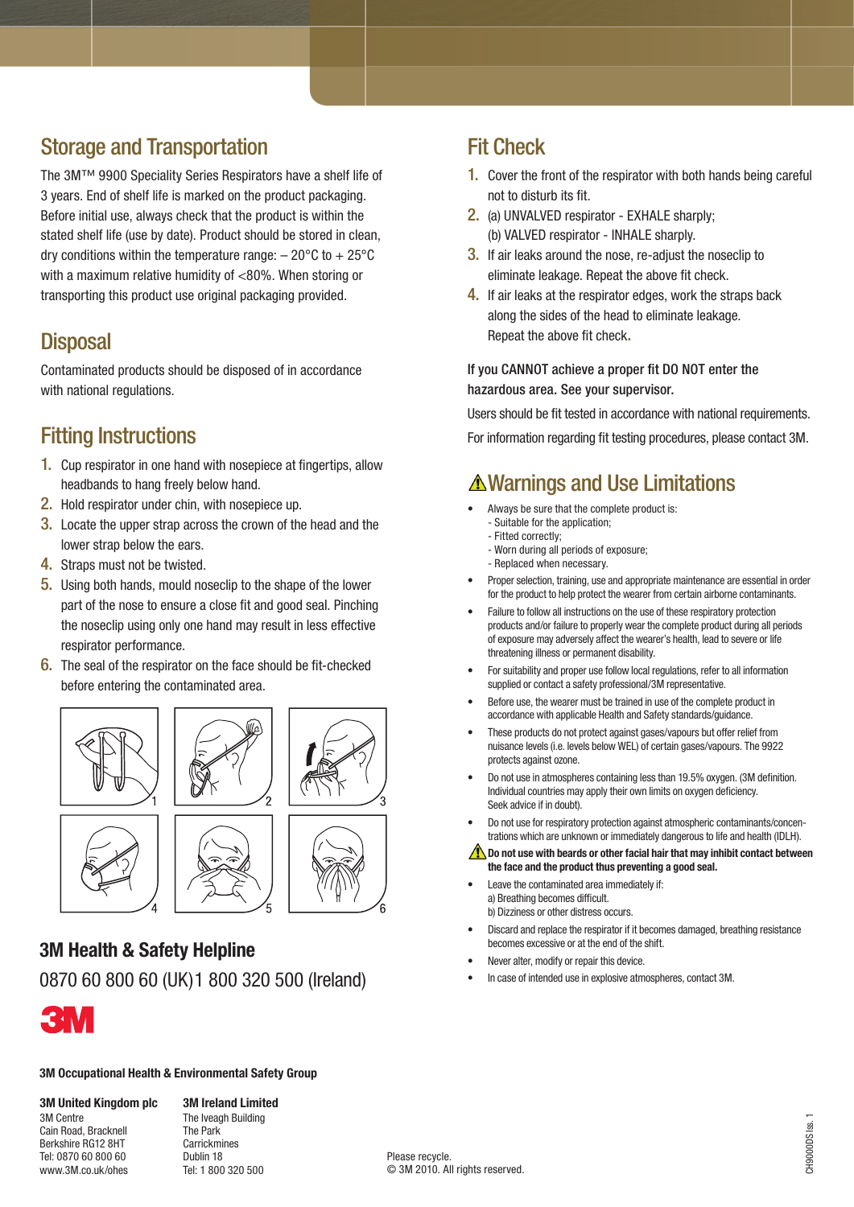## Storage and Transportation

The 3M™ 9900 Speciality Series Respirators have a shelf life of 3 years. End of shelf life is marked on the product packaging. Before initial use, always check that the product is within the stated shelf life (use by date). Product should be stored in clean, dry conditions within the temperature range: – 20°C to + 25°C with a maximum relative humidity of <80%. When storing or transporting this product use original packaging provided.

## Disposal

Contaminated products should be disposed of in accordance with national regulations.

## Fitting Instructions

1. Cup respirator in one hand with nosepiece at fingertips, allow headbands to hang freely below hand.
2. Hold respirator under chin, with nosepiece up.
3. Locate the upper strap across the crown of the head and the lower strap below the ears.
4. Straps must not be twisted.
5. Using both hands, mould noseclip to the shape of the lower part of the nose to ensure a close fit and good seal. Pinching the noseclip using only one hand may result in less effective respirator performance.
6. The seal of the respirator on the face should be fit-checked before entering the contaminated area.

1 2 3 4 5 6

### 3M Health & Safety Helpline

0870 60 800 60 (UK) 1 800 320 500 (Ireland)

## Fit Check

1. Cover the front of the respirator with both hands being careful not to disturb its fit.
2. (a) UNVALVED respirator - EXHALE sharply;
   (b) VALVED respirator - INHALE sharply.
3. If air leaks around the nose, re-adjust the noseclip to eliminate leakage. Repeat the above fit check.
4. If air leaks at the respirator edges, work the straps back along the sides of the head to eliminate leakage. Repeat the above fit check.

**If you CANNOT achieve a proper fit DO NOT enter the hazardous area. See your supervisor.**

Users should be fit tested in accordance with national requirements.

For information regarding fit testing procedures, please contact 3M.

## ⚠ Warnings and Use Limitations

- Always be sure that the complete product is:
  - Suitable for the application;
  - Fitted correctly;
  - Worn during all periods of exposure;
  - Replaced when necessary.
- Proper selection, training, use and appropriate maintenance are essential in order for the product to help protect the wearer from certain airborne contaminants.
- Failure to follow all instructions on the use of these respiratory protection products and/or failure to properly wear the complete product during all periods of exposure may adversely affect the wearer's health, lead to severe or life threatening illness or permanent disability.
- For suitability and proper use follow local regulations, refer to all information supplied or contact a safety professional/3M representative.
- Before use, the wearer must be trained in use of the complete product in accordance with applicable Health and Safety standards/guidance.
- These products do not protect against gases/vapours but offer relief from nuisance levels (i.e. levels below WEL) of certain gases/vapours. The 9922 protects against ozone.
- Do not use in atmospheres containing less than 19.5% oxygen. (3M definition. Individual countries may apply their own limits on oxygen deficiency. Seek advice if in doubt).
- Do not use for respiratory protection against atmospheric contaminants/concentrations which are unknown or immediately dangerous to life and health (IDLH).

⚠ **Do not use with beards or other facial hair that may inhibit contact between the face and the product thus preventing a good seal.**

- Leave the contaminated area immediately if:
  a) Breathing becomes difficult.
  b) Dizziness or other distress occurs.
- Discard and replace the respirator if it becomes damaged, breathing resistance becomes excessive or at the end of the shift.
- Never alter, modify or repair this device.
- In case of intended use in explosive atmospheres, contact 3M.

3M

**3M Occupational Health & Environmental Safety Group**

**3M United Kingdom plc**
3M Centre
Cain Road, Bracknell
Berkshire RG12 8HT
Tel: 0870 60 800 60
www.3M.co.uk/ohes

**3M Ireland Limited**
The Iveagh Building
The Park
Carrickmines
Dublin 18
Tel: 1 800 320 500

Please recycle.
© 3M 2010. All rights reserved.

CH9000DS Iss. 1